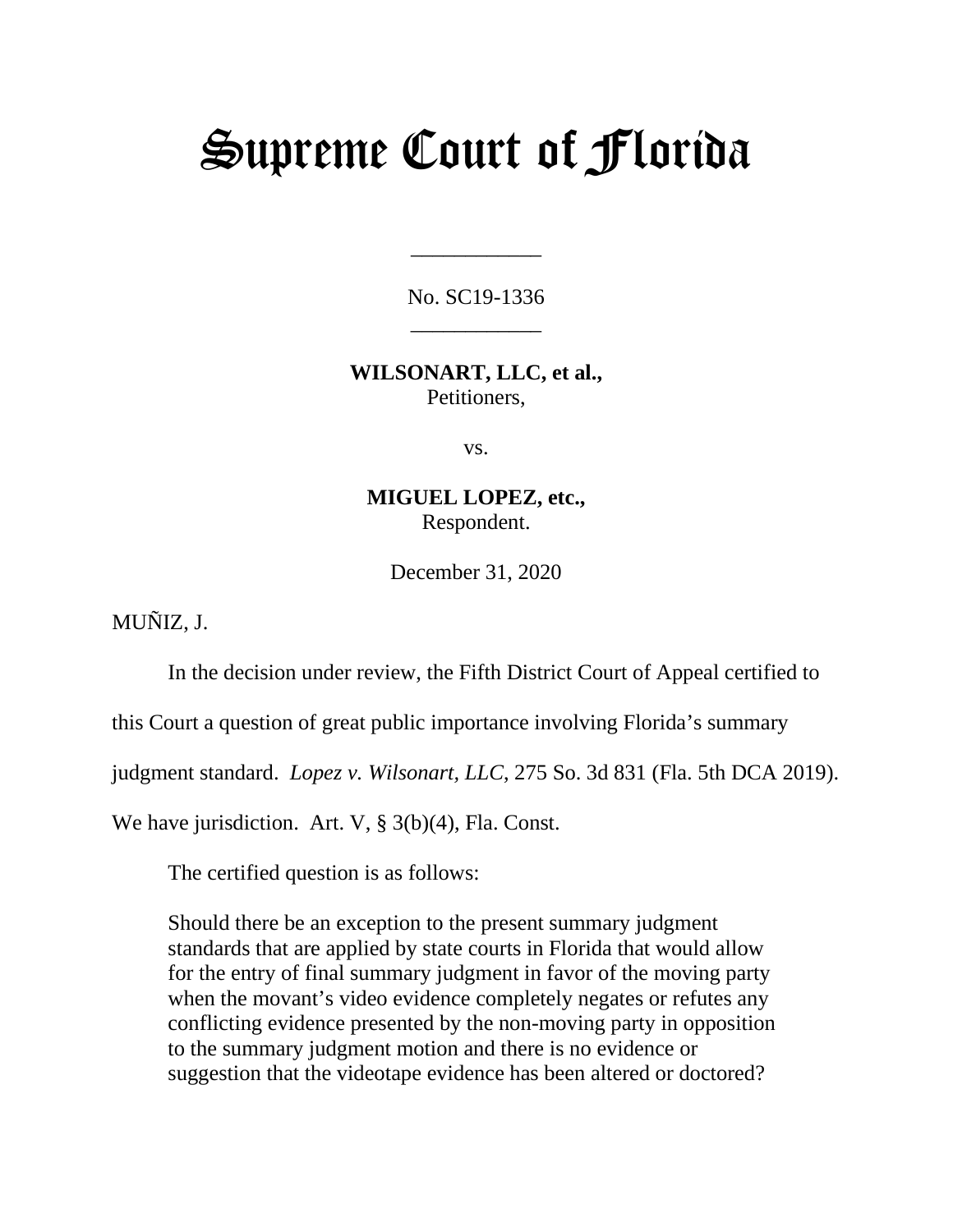# Supreme Court of Florida

____________

No. SC19-1336

____________

**WILSONART, LLC, et al.,**
Petitioners,

vs.

**MIGUEL LOPEZ, etc.,**
Respondent.

December 31, 2020

MUÑIZ, J.

In the decision under review, the Fifth District Court of Appeal certified to this Court a question of great public importance involving Florida's summary judgment standard. *Lopez v. Wilsonart, LLC*, 275 So. 3d 831 (Fla. 5th DCA 2019). We have jurisdiction. Art. V, § 3(b)(4), Fla. Const.

The certified question is as follows:

> Should there be an exception to the present summary judgment standards that are applied by state courts in Florida that would allow for the entry of final summary judgment in favor of the moving party when the movant's video evidence completely negates or refutes any conflicting evidence presented by the non-moving party in opposition to the summary judgment motion and there is no evidence or suggestion that the videotape evidence has been altered or doctored?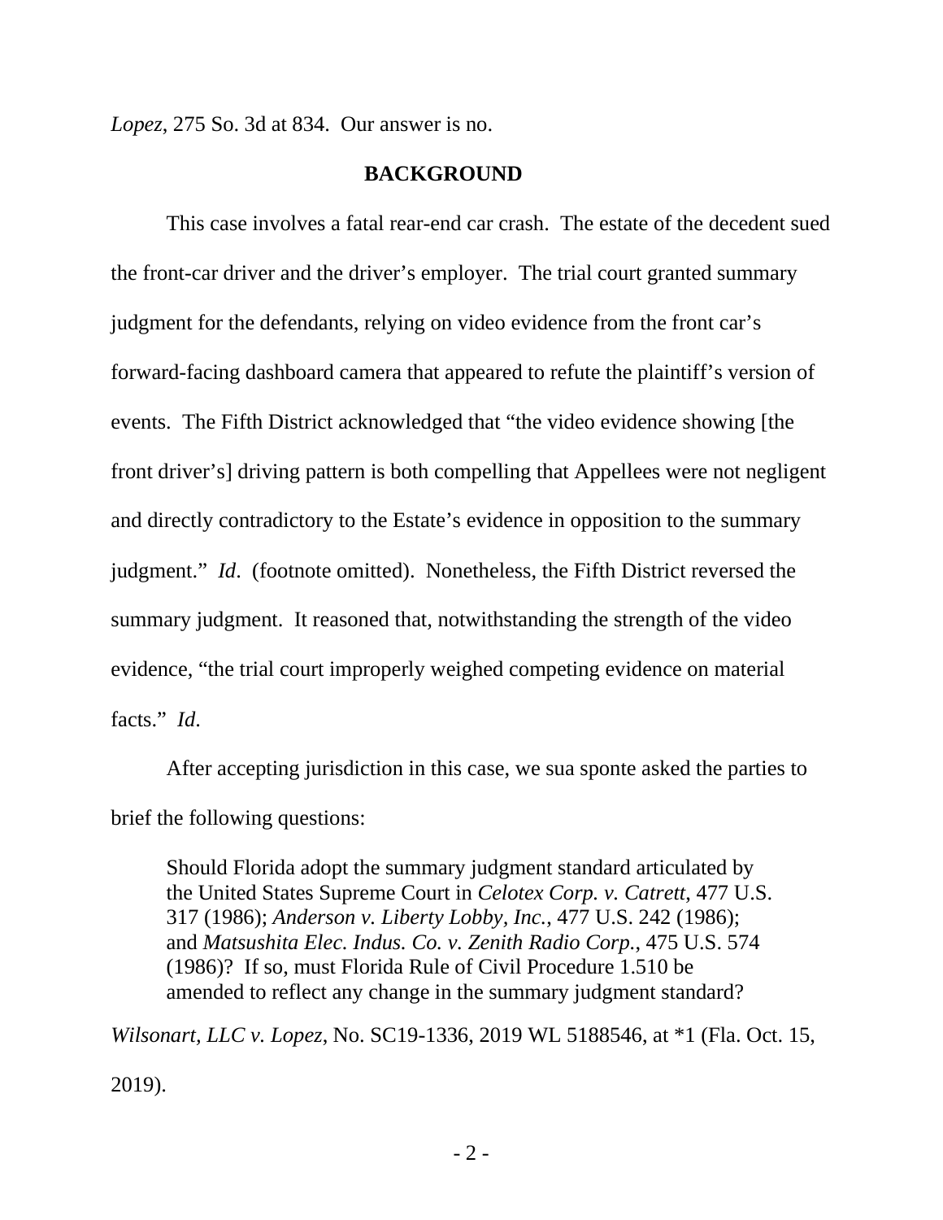*Lopez*, 275 So. 3d at 834. Our answer is no.

## BACKGROUND

This case involves a fatal rear-end car crash. The estate of the decedent sued the front-car driver and the driver's employer. The trial court granted summary judgment for the defendants, relying on video evidence from the front car's forward-facing dashboard camera that appeared to refute the plaintiff's version of events. The Fifth District acknowledged that "the video evidence showing [the front driver's] driving pattern is both compelling that Appellees were not negligent and directly contradictory to the Estate's evidence in opposition to the summary judgment." *Id*. (footnote omitted). Nonetheless, the Fifth District reversed the summary judgment. It reasoned that, notwithstanding the strength of the video evidence, "the trial court improperly weighed competing evidence on material facts." *Id*.

After accepting jurisdiction in this case, we sua sponte asked the parties to brief the following questions:

> Should Florida adopt the summary judgment standard articulated by the United States Supreme Court in *Celotex Corp. v. Catrett*, 477 U.S. 317 (1986); *Anderson v. Liberty Lobby, Inc.*, 477 U.S. 242 (1986); and *Matsushita Elec. Indus. Co. v. Zenith Radio Corp.*, 475 U.S. 574 (1986)? If so, must Florida Rule of Civil Procedure 1.510 be amended to reflect any change in the summary judgment standard?

*Wilsonart, LLC v. Lopez*, No. SC19-1336, 2019 WL 5188546, at *1 (Fla. Oct. 15, 2019).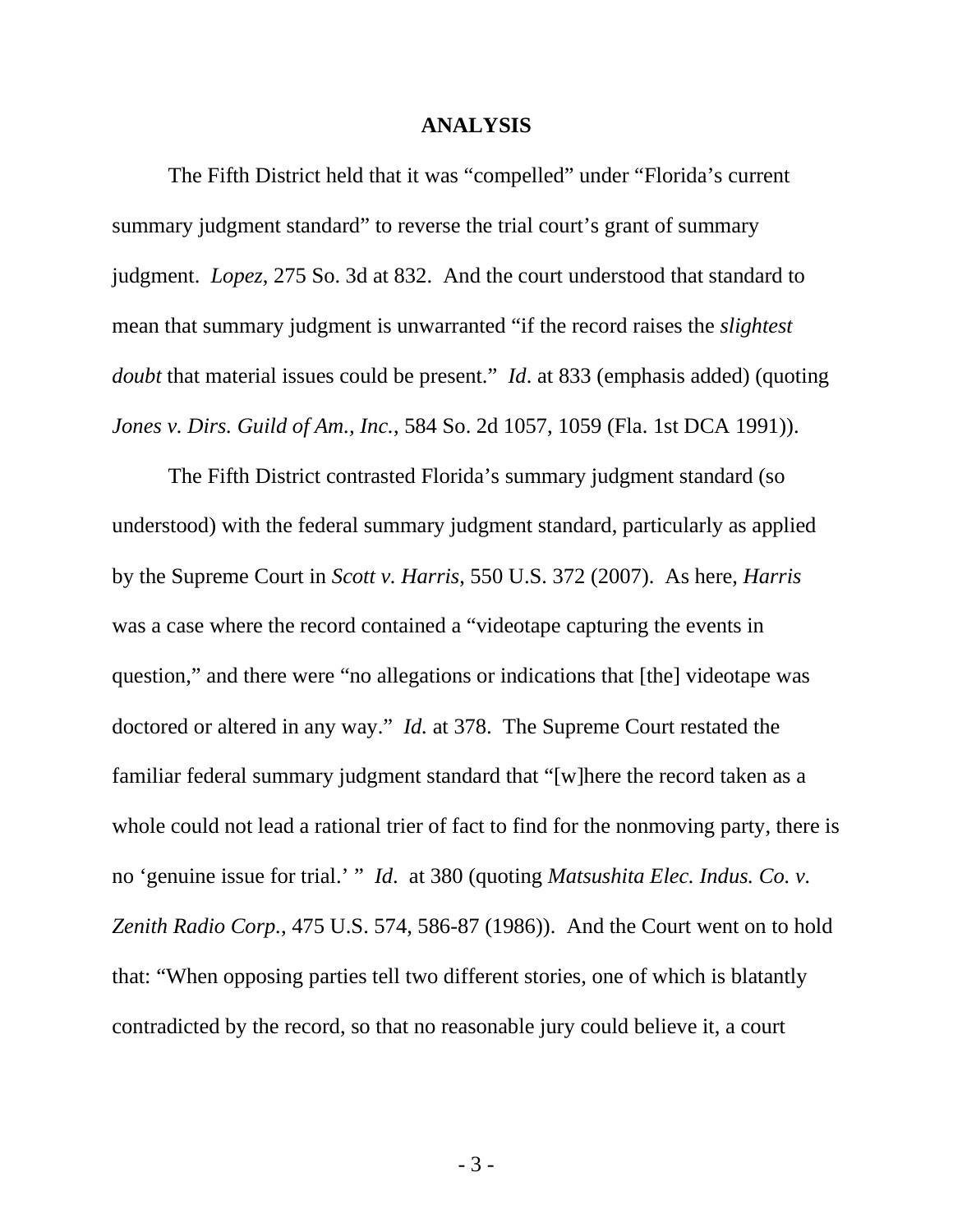## ANALYSIS

The Fifth District held that it was "compelled" under "Florida's current summary judgment standard" to reverse the trial court's grant of summary judgment. *Lopez*, 275 So. 3d at 832. And the court understood that standard to mean that summary judgment is unwarranted "if the record raises the *slightest doubt* that material issues could be present." *Id*. at 833 (emphasis added) (quoting *Jones v. Dirs. Guild of Am., Inc.*, 584 So. 2d 1057, 1059 (Fla. 1st DCA 1991)).

The Fifth District contrasted Florida's summary judgment standard (so understood) with the federal summary judgment standard, particularly as applied by the Supreme Court in *Scott v. Harris*, 550 U.S. 372 (2007). As here, *Harris* was a case where the record contained a "videotape capturing the events in question," and there were "no allegations or indications that [the] videotape was doctored or altered in any way." *Id.* at 378. The Supreme Court restated the familiar federal summary judgment standard that "[w]here the record taken as a whole could not lead a rational trier of fact to find for the nonmoving party, there is no 'genuine issue for trial.' " *Id*. at 380 (quoting *Matsushita Elec. Indus. Co. v. Zenith Radio Corp.*, 475 U.S. 574, 586-87 (1986)). And the Court went on to hold that: "When opposing parties tell two different stories, one of which is blatantly contradicted by the record, so that no reasonable jury could believe it, a court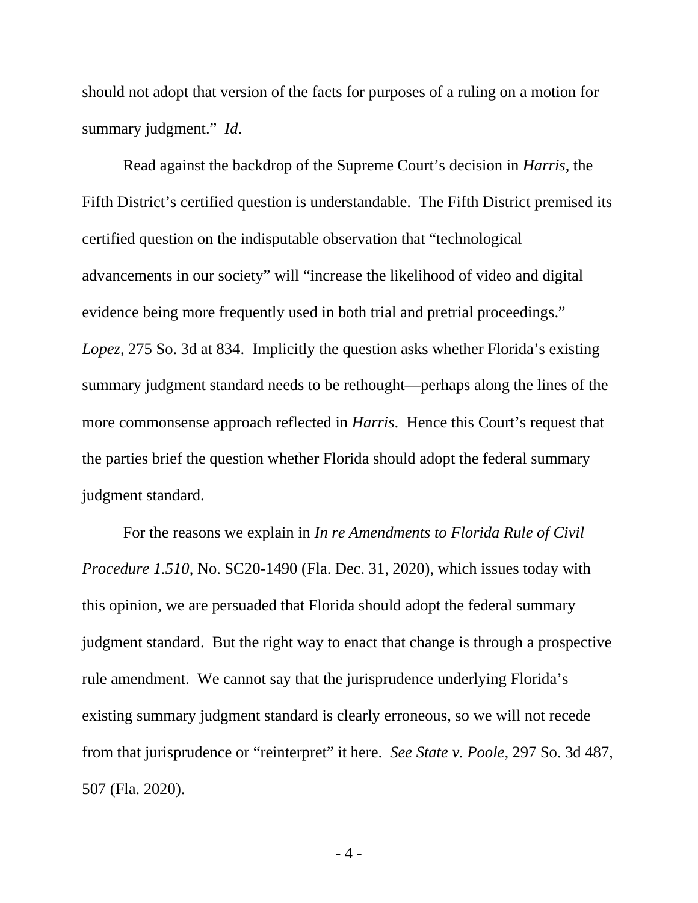should not adopt that version of the facts for purposes of a ruling on a motion for summary judgment." *Id*.

Read against the backdrop of the Supreme Court's decision in *Harris*, the Fifth District's certified question is understandable. The Fifth District premised its certified question on the indisputable observation that "technological advancements in our society" will "increase the likelihood of video and digital evidence being more frequently used in both trial and pretrial proceedings." *Lopez*, 275 So. 3d at 834. Implicitly the question asks whether Florida's existing summary judgment standard needs to be rethought—perhaps along the lines of the more commonsense approach reflected in *Harris*. Hence this Court's request that the parties brief the question whether Florida should adopt the federal summary judgment standard.

For the reasons we explain in *In re Amendments to Florida Rule of Civil Procedure 1.510*, No. SC20-1490 (Fla. Dec. 31, 2020), which issues today with this opinion, we are persuaded that Florida should adopt the federal summary judgment standard. But the right way to enact that change is through a prospective rule amendment. We cannot say that the jurisprudence underlying Florida's existing summary judgment standard is clearly erroneous, so we will not recede from that jurisprudence or "reinterpret" it here. *See State v. Poole*, 297 So. 3d 487, 507 (Fla. 2020).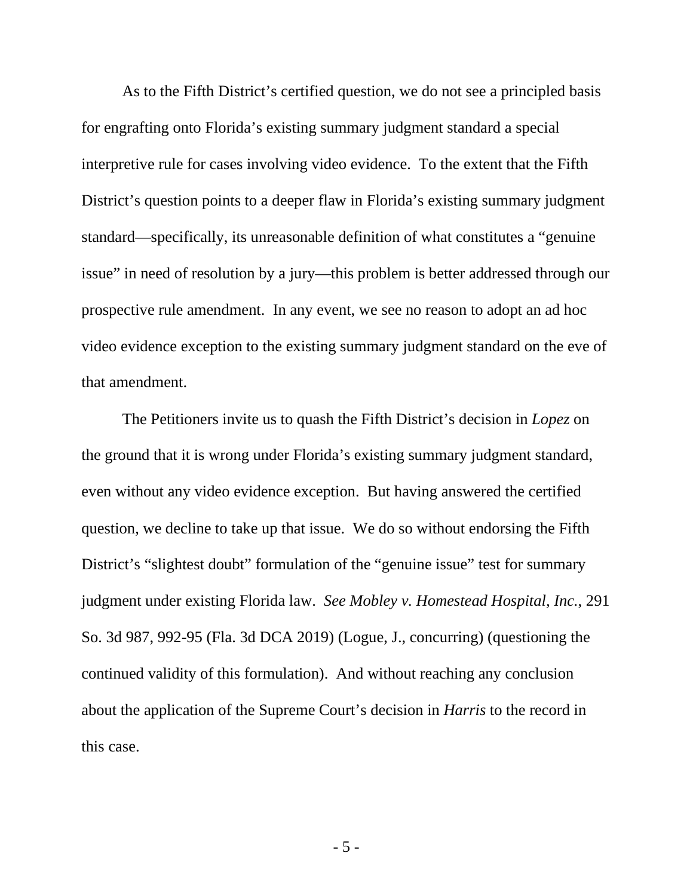As to the Fifth District's certified question, we do not see a principled basis for engrafting onto Florida's existing summary judgment standard a special interpretive rule for cases involving video evidence. To the extent that the Fifth District's question points to a deeper flaw in Florida's existing summary judgment standard—specifically, its unreasonable definition of what constitutes a "genuine issue" in need of resolution by a jury—this problem is better addressed through our prospective rule amendment. In any event, we see no reason to adopt an ad hoc video evidence exception to the existing summary judgment standard on the eve of that amendment.

The Petitioners invite us to quash the Fifth District's decision in *Lopez* on the ground that it is wrong under Florida's existing summary judgment standard, even without any video evidence exception. But having answered the certified question, we decline to take up that issue. We do so without endorsing the Fifth District's "slightest doubt" formulation of the "genuine issue" test for summary judgment under existing Florida law. *See Mobley v. Homestead Hospital, Inc.*, 291 So. 3d 987, 992-95 (Fla. 3d DCA 2019) (Logue, J., concurring) (questioning the continued validity of this formulation). And without reaching any conclusion about the application of the Supreme Court's decision in *Harris* to the record in this case.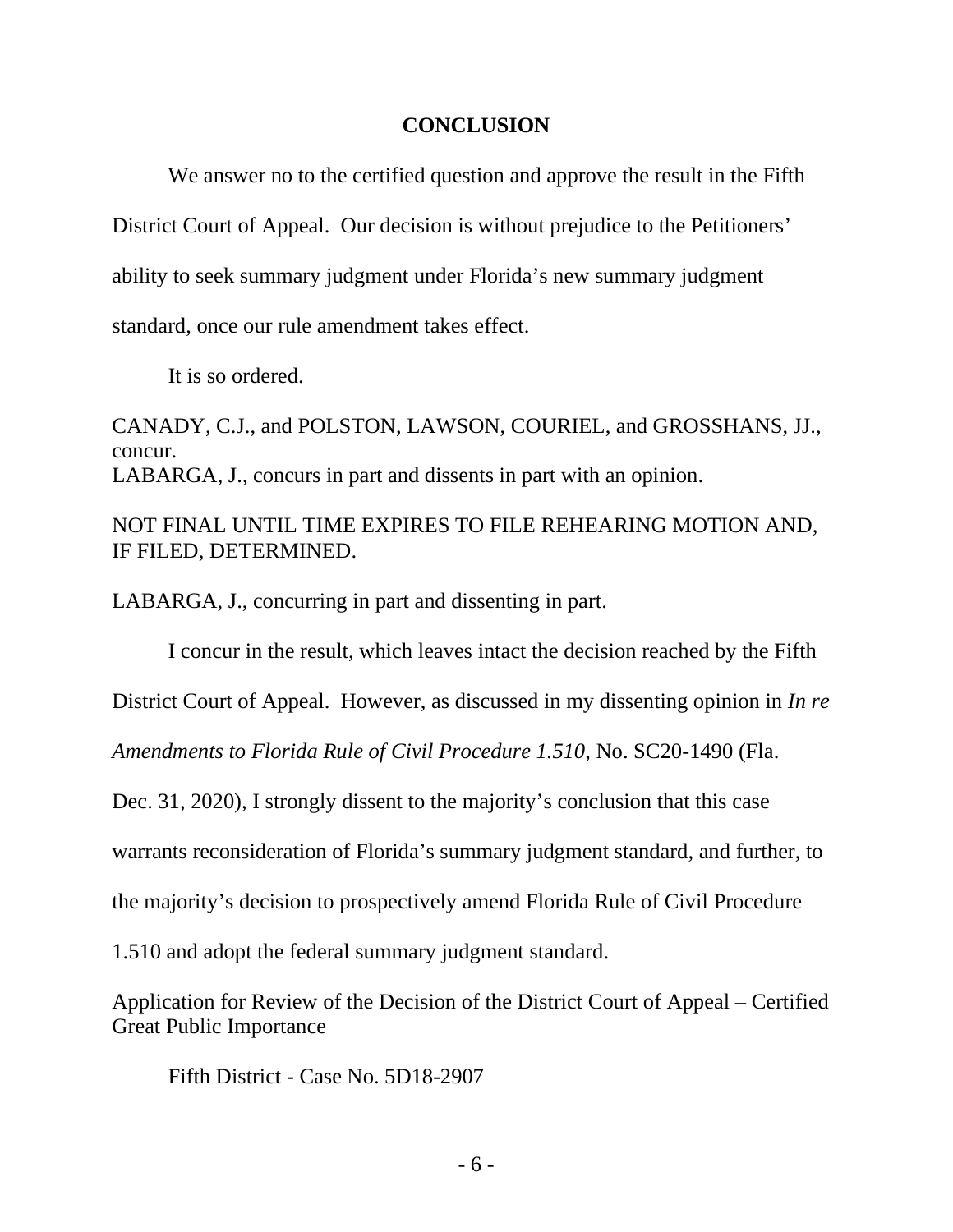## CONCLUSION

We answer no to the certified question and approve the result in the Fifth District Court of Appeal. Our decision is without prejudice to the Petitioners' ability to seek summary judgment under Florida's new summary judgment standard, once our rule amendment takes effect.

It is so ordered.

CANADY, C.J., and POLSTON, LAWSON, COURIEL, and GROSSHANS, JJ., concur.
LABARGA, J., concurs in part and dissents in part with an opinion.

NOT FINAL UNTIL TIME EXPIRES TO FILE REHEARING MOTION AND, IF FILED, DETERMINED.

LABARGA, J., concurring in part and dissenting in part.

I concur in the result, which leaves intact the decision reached by the Fifth District Court of Appeal. However, as discussed in my dissenting opinion in *In re Amendments to Florida Rule of Civil Procedure 1.510*, No. SC20-1490 (Fla. Dec. 31, 2020), I strongly dissent to the majority's conclusion that this case warrants reconsideration of Florida's summary judgment standard, and further, to the majority's decision to prospectively amend Florida Rule of Civil Procedure 1.510 and adopt the federal summary judgment standard.

Application for Review of the Decision of the District Court of Appeal – Certified Great Public Importance

Fifth District - Case No. 5D18-2907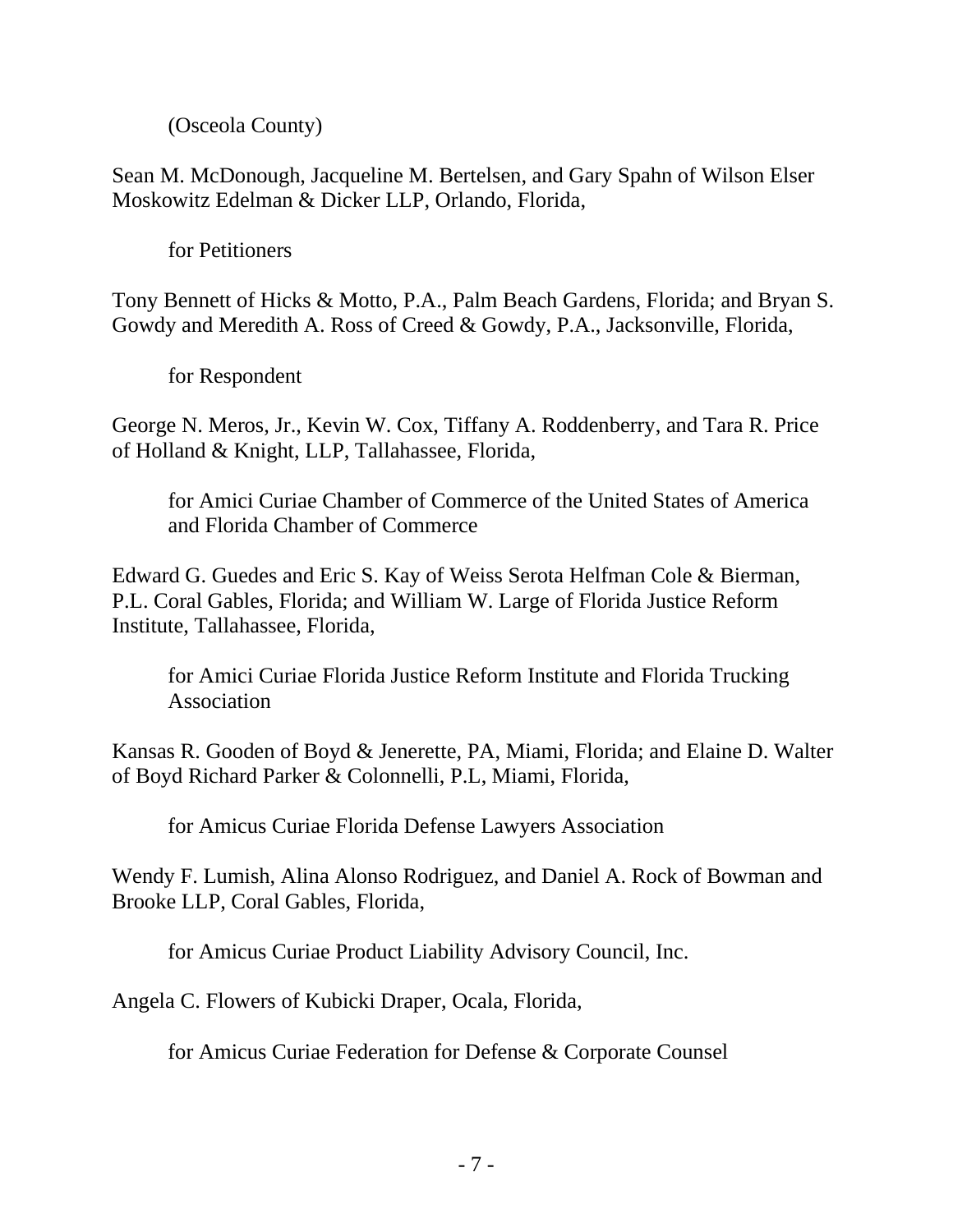(Osceola County)

Sean M. McDonough, Jacqueline M. Bertelsen, and Gary Spahn of Wilson Elser Moskowitz Edelman & Dicker LLP, Orlando, Florida,

for Petitioners

Tony Bennett of Hicks & Motto, P.A., Palm Beach Gardens, Florida; and Bryan S. Gowdy and Meredith A. Ross of Creed & Gowdy, P.A., Jacksonville, Florida,

for Respondent

George N. Meros, Jr., Kevin W. Cox, Tiffany A. Roddenberry, and Tara R. Price of Holland & Knight, LLP, Tallahassee, Florida,

for Amici Curiae Chamber of Commerce of the United States of America and Florida Chamber of Commerce

Edward G. Guedes and Eric S. Kay of Weiss Serota Helfman Cole & Bierman, P.L. Coral Gables, Florida; and William W. Large of Florida Justice Reform Institute, Tallahassee, Florida,

for Amici Curiae Florida Justice Reform Institute and Florida Trucking Association

Kansas R. Gooden of Boyd & Jenerette, PA, Miami, Florida; and Elaine D. Walter of Boyd Richard Parker & Colonnelli, P.L, Miami, Florida,

for Amicus Curiae Florida Defense Lawyers Association

Wendy F. Lumish, Alina Alonso Rodriguez, and Daniel A. Rock of Bowman and Brooke LLP, Coral Gables, Florida,

for Amicus Curiae Product Liability Advisory Council, Inc.

Angela C. Flowers of Kubicki Draper, Ocala, Florida,

for Amicus Curiae Federation for Defense & Corporate Counsel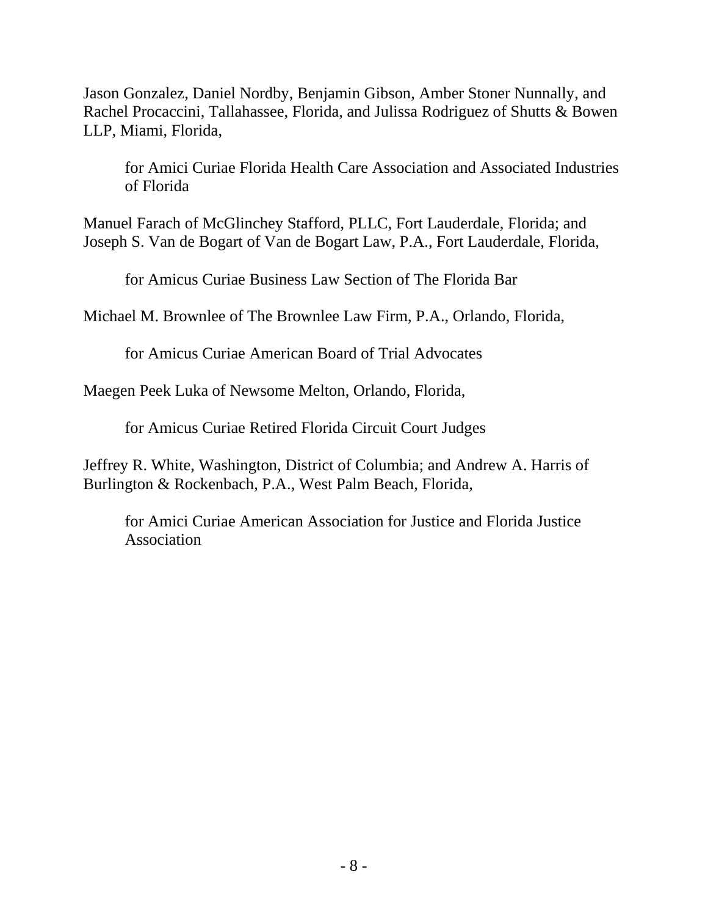Jason Gonzalez, Daniel Nordby, Benjamin Gibson, Amber Stoner Nunnally, and Rachel Procaccini, Tallahassee, Florida, and Julissa Rodriguez of Shutts & Bowen LLP, Miami, Florida,

for Amici Curiae Florida Health Care Association and Associated Industries of Florida

Manuel Farach of McGlinchey Stafford, PLLC, Fort Lauderdale, Florida; and Joseph S. Van de Bogart of Van de Bogart Law, P.A., Fort Lauderdale, Florida,

for Amicus Curiae Business Law Section of The Florida Bar

Michael M. Brownlee of The Brownlee Law Firm, P.A., Orlando, Florida,

for Amicus Curiae American Board of Trial Advocates

Maegen Peek Luka of Newsome Melton, Orlando, Florida,

for Amicus Curiae Retired Florida Circuit Court Judges

Jeffrey R. White, Washington, District of Columbia; and Andrew A. Harris of Burlington & Rockenbach, P.A., West Palm Beach, Florida,

for Amici Curiae American Association for Justice and Florida Justice Association